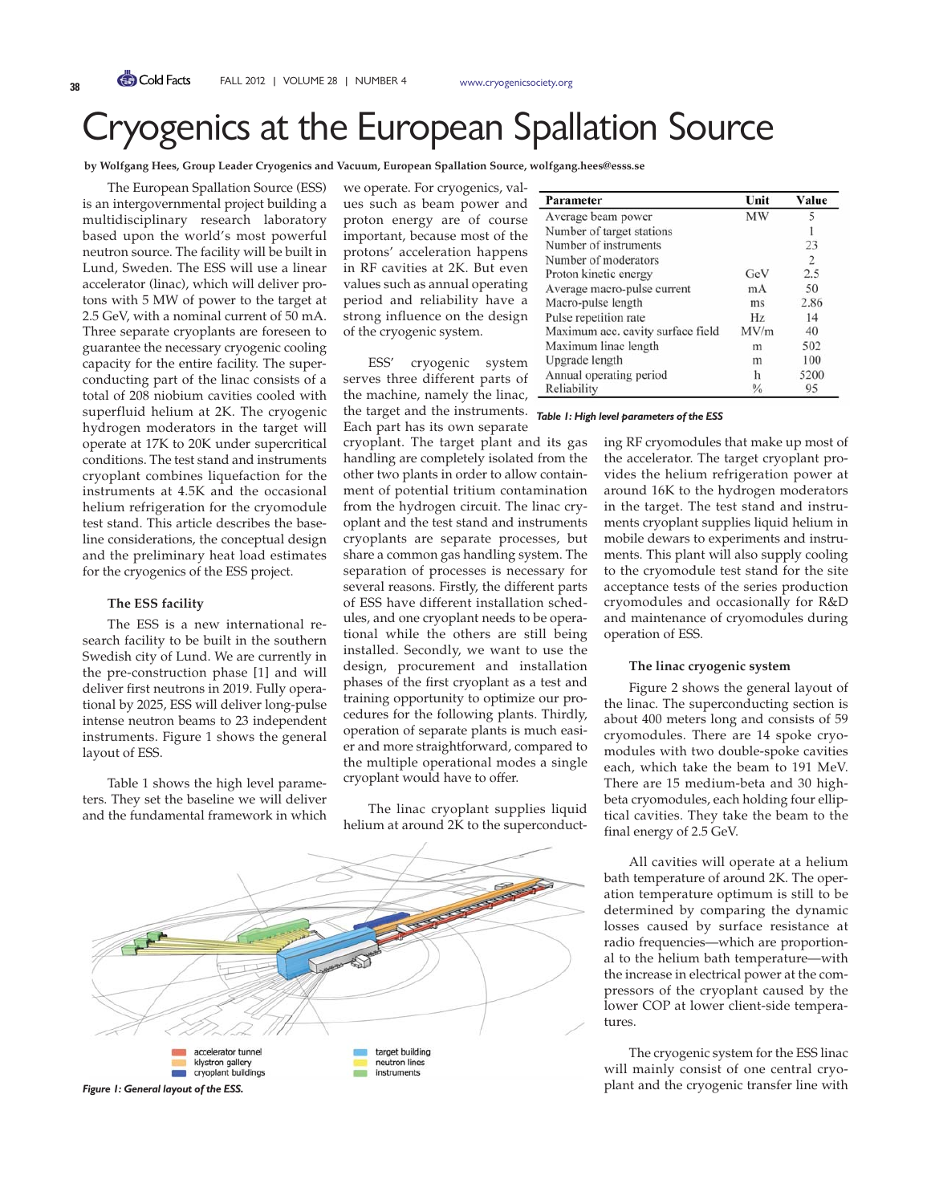# Cryogenics at the European Spallation Source

**by Wolfgang Hees, Group Leader Cryogenics and Vacuum, European Spallation Source, wolfgang.hees@esss.se**

The European Spallation Source (ESS) is an intergovernmental project building a multidisciplinary research laboratory based upon the world's most powerful neutron source. The facility will be built in Lund, Sweden. The ESS will use a linear accelerator (linac), which will deliver protons with 5 MW of power to the target at 2.5 GeV, with a nominal current of 50 mA. Three separate cryoplants are foreseen to guarantee the necessary cryogenic cooling capacity for the entire facility. The superconducting part of the linac consists of a total of 208 niobium cavities cooled with superfluid helium at 2K. The cryogenic hydrogen moderators in the target will operate at 17K to 20K under supercritical conditions. The test stand and instruments cryoplant combines liquefaction for the instruments at 4.5K and the occasional helium refrigeration for the cryomodule test stand. This article describes the baseline considerations, the conceptual design and the preliminary heat load estimates for the cryogenics of the ESS project.

### The ESS facility

The ESS is a new international research facility to be built in the southern Swedish city of Lund. We are currently in the pre-construction phase [1] and will deliver first neutrons in 2019. Fully operational by 2025, ESS will deliver long-pulse intense neutron beams to 23 independent instruments. Figure 1 shows the general layout of ESS.

Table 1 shows the high level parameters. They set the baseline we will deliver and the fundamental framework in which we operate. For cryogenics, values such as beam power and proton energy are of course important, because most of the protons' acceleration happens in RF cavities at 2K. But even values such as annual operating period and reliability have a strong influence on the design of the cryogenic system.

| Parameter | Unit | Value |
|---|---|---|
| Average beam power | MW | 5 |
| Number of target stations | | 1 |
| Number of instruments | | 23 |
| Number of moderators | | 2 |
| Proton kinetic energy | GeV | 2.5 |
| Average macro-pulse current | mA | 50 |
| Macro-pulse length | ms | 2.86 |
| Pulse repetition rate | Hz | 14 |
| Maximum acc. cavity surface field | MV/m | 40 |
| Maximum linac length | m | 502 |
| Upgrade length | m | 100 |
| Annual operating period | h | 5200 |
| Reliability | % | 95 |

*Table 1: High level parameters of the ESS*

ESS' cryogenic system serves three different parts of the machine, namely the linac, the target and the instruments. Each part has its own separate cryoplant. The target plant and its gas handling are completely isolated from the other two plants in order to allow containment of potential tritium contamination from the hydrogen circuit. The linac cryoplant and the test stand and instruments cryoplants are separate processes, but share a common gas handling system. The separation of processes is necessary for several reasons. Firstly, the different parts of ESS have different installation schedules, and one cryoplant needs to be operational while the others are still being installed. Secondly, we want to use the design, procurement and installation phases of the first cryoplant as a test and training opportunity to optimize our procedures for the following plants. Thirdly, operation of separate plants is much easier and more straightforward, compared to the multiple operational modes a single cryoplant would have to offer.

The linac cryoplant supplies liquid helium at around 2K to the superconducting RF cryomodules that make up most of the accelerator. The target cryoplant provides the helium refrigeration power at around 16K to the hydrogen moderators in the target. The test stand and instruments cryoplant supplies liquid helium in mobile dewars to experiments and instruments. This plant will also supply cooling to the cryomodule test stand for the site acceptance tests of the series production cryomodules and occasionally for R&D and maintenance of cryomodules during operation of ESS.

accelerator tunnel
klystron gallery
cryoplant buildings
target building
neutron lines
instruments

*Figure 1: General layout of the ESS.*

### The linac cryogenic system

Figure 2 shows the general layout of the linac. The superconducting section is about 400 meters long and consists of 59 cryomodules. There are 14 spoke cryomodules with two double-spoke cavities each, which take the beam to 191 MeV. There are 15 medium-beta and 30 high-beta cryomodules, each holding four elliptical cavities. They take the beam to the final energy of 2.5 GeV.

All cavities will operate at a helium bath temperature of around 2K. The operation temperature optimum is still to be determined by comparing the dynamic losses caused by surface resistance at radio frequencies—which are proportional to the helium bath temperature—with the increase in electrical power at the compressors of the cryoplant caused by the lower COP at lower client-side temperatures.

The cryogenic system for the ESS linac will mainly consist of one central cryoplant and the cryogenic transfer line with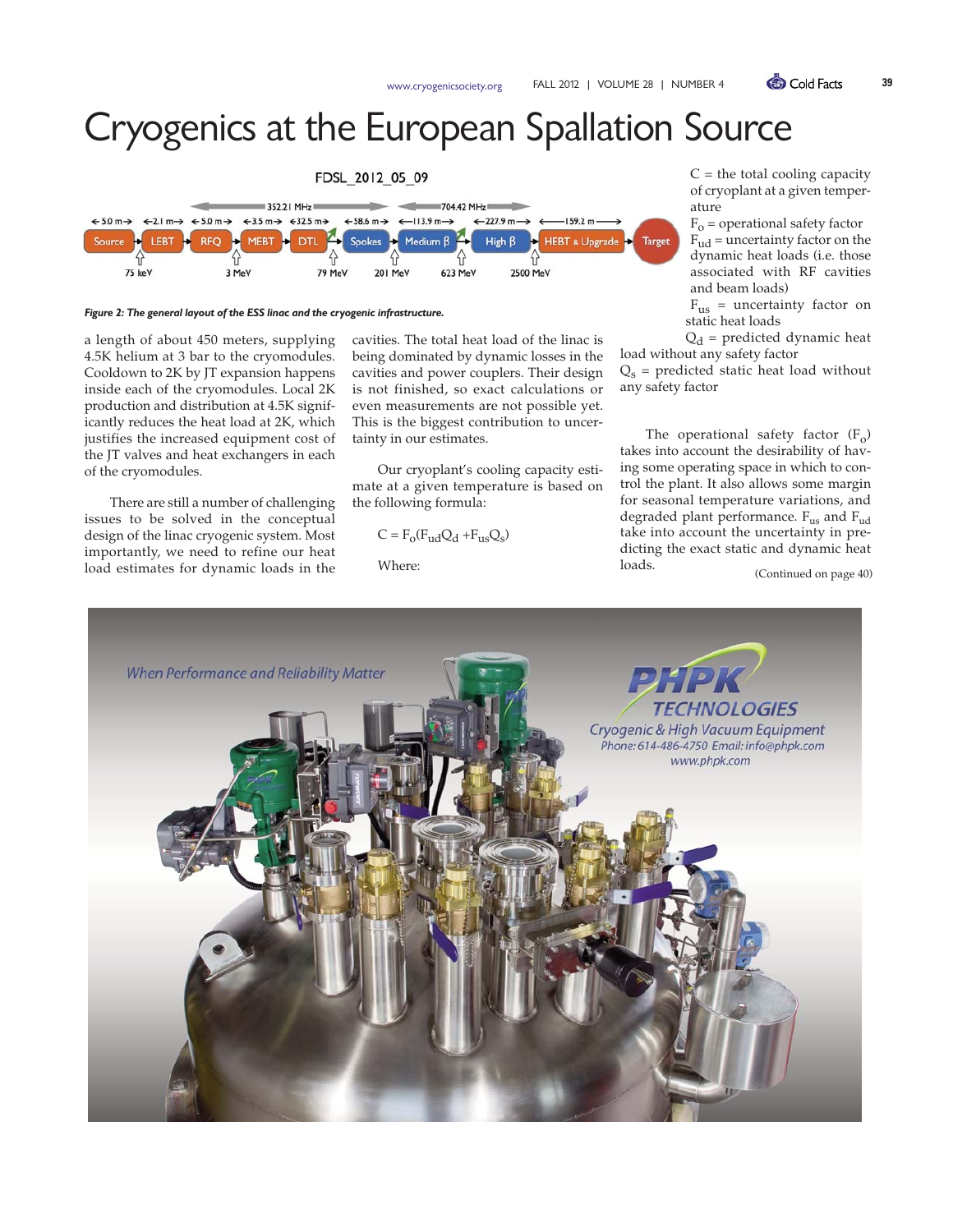# Cryogenics at the European Spallation Source

FDSL_2012_05_09

Figure 2: The general layout of the ESS linac and the cryogenic infrastructure.

a length of about 450 meters, supplying 4.5K helium at 3 bar to the cryomodules. Cooldown to 2K by JT expansion happens inside each of the cryomodules. Local 2K production and distribution at 4.5K significantly reduces the heat load at 2K, which justifies the increased equipment cost of the JT valves and heat exchangers in each of the cryomodules.

There are still a number of challenging issues to be solved in the conceptual design of the linac cryogenic system. Most importantly, we need to refine our heat load estimates for dynamic loads in the cavities. The total heat load of the linac is being dominated by dynamic losses in the cavities and power couplers. Their design is not finished, so exact calculations or even measurements are not possible yet. This is the biggest contribution to uncertainty in our estimates.

Our cryoplant's cooling capacity estimate at a given temperature is based on the following formula:

$$C = F_o(F_{ud}Q_d + F_{us}Q_s)$$

Where:

$C$ = the total cooling capacity of cryoplant at a given temperature
$F_o$ = operational safety factor
$F_{ud}$ = uncertainty factor on the dynamic heat loads (i.e. those associated with RF cavities and beam loads)
$F_{us}$ = uncertainty factor on static heat loads
$Q_d$ = predicted dynamic heat load without any safety factor
$Q_s$ = predicted static heat load without any safety factor

The operational safety factor ($F_o$) takes into account the desirability of having some operating space in which to control the plant. It also allows some margin for seasonal temperature variations, and degraded plant performance. $F_{us}$ and $F_{ud}$ take into account the uncertainty in predicting the exact static and dynamic heat loads.

(Continued on page 40)

When Performance and Reliability Matter

PHPK TECHNOLOGIES
Cryogenic & High Vacuum Equipment
Phone: 614-486-4750 Email: info@phpk.com
www.phpk.com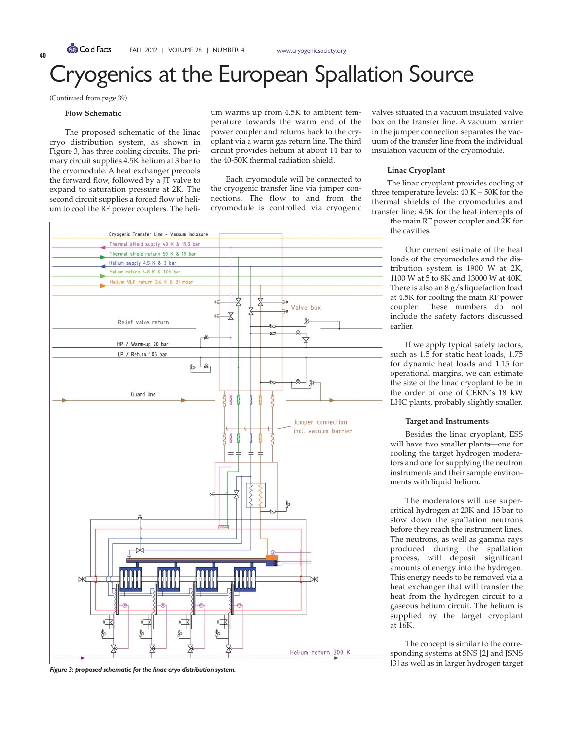# Cryogenics at the European Spallation Source

(Continued from page 39)

### Flow Schematic

The proposed schematic of the linac cryo distribution system, as shown in Figure 3, has three cooling circuits. The primary circuit supplies 4.5K helium at 3 bar to the cryomodule. A heat exchanger precools the forward flow, followed by a JT valve to expand to saturation pressure at 2K. The second circuit supplies a forced flow of helium to cool the RF power couplers. The helium warms up from 4.5K to ambient temperature towards the warm end of the power coupler and returns back to the cryoplant via a warm gas return line. The third circuit provides helium at about 14 bar to the 40-50K thermal radiation shield.

Each cryomodule will be connected to the cryogenic transfer line via jumper connections. The flow to and from the cryomodule is controlled via cryogenic valves situated in a vacuum insulated valve box on the transfer line. A vacuum barrier in the jumper connection separates the vacuum of the transfer line from the individual insulation vacuum of the cryomodule.

*Figure 3: proposed schematic for the linac cryo distribution system.*

### Linac Cryoplant

The linac cryoplant provides cooling at three temperature levels: 40 K – 50K for the thermal shields of the cryomodules and transfer line; 4.5K for the heat intercepts of the main RF power coupler and 2K for the cavities.

Our current estimate of the heat loads of the cryomodules and the distribution system is 1900 W at 2K, 1100 W at 5 to 8K and 13000 W at 40K. There is also an 8 g/s liquefaction load at 4.5K for cooling the main RF power coupler. These numbers do not include the safety factors discussed earlier.

If we apply typical safety factors, such as 1.5 for static heat loads, 1.75 for dynamic heat loads and 1.15 for operational margins, we can estimate the size of the linac cryoplant to be in the order of one of CERN's 18 kW LHC plants, probably slightly smaller.

### Target and Instruments

Besides the linac cryoplant, ESS will have two smaller plants—one for cooling the target hydrogen moderators and one for supplying the neutron instruments and their sample environments with liquid helium.

The moderators will use supercritical hydrogen at 20K and 15 bar to slow down the spallation neutrons before they reach the instrument lines. The neutrons, as well as gamma rays produced during the spallation process, will deposit significant amounts of energy into the hydrogen. This energy needs to be removed via a heat exchanger that will transfer the heat from the hydrogen circuit to a gaseous helium circuit. The helium is supplied by the target cryoplant at 16K.

The concept is similar to the corresponding systems at SNS [2] and JSNS [3] as well as in larger hydrogen target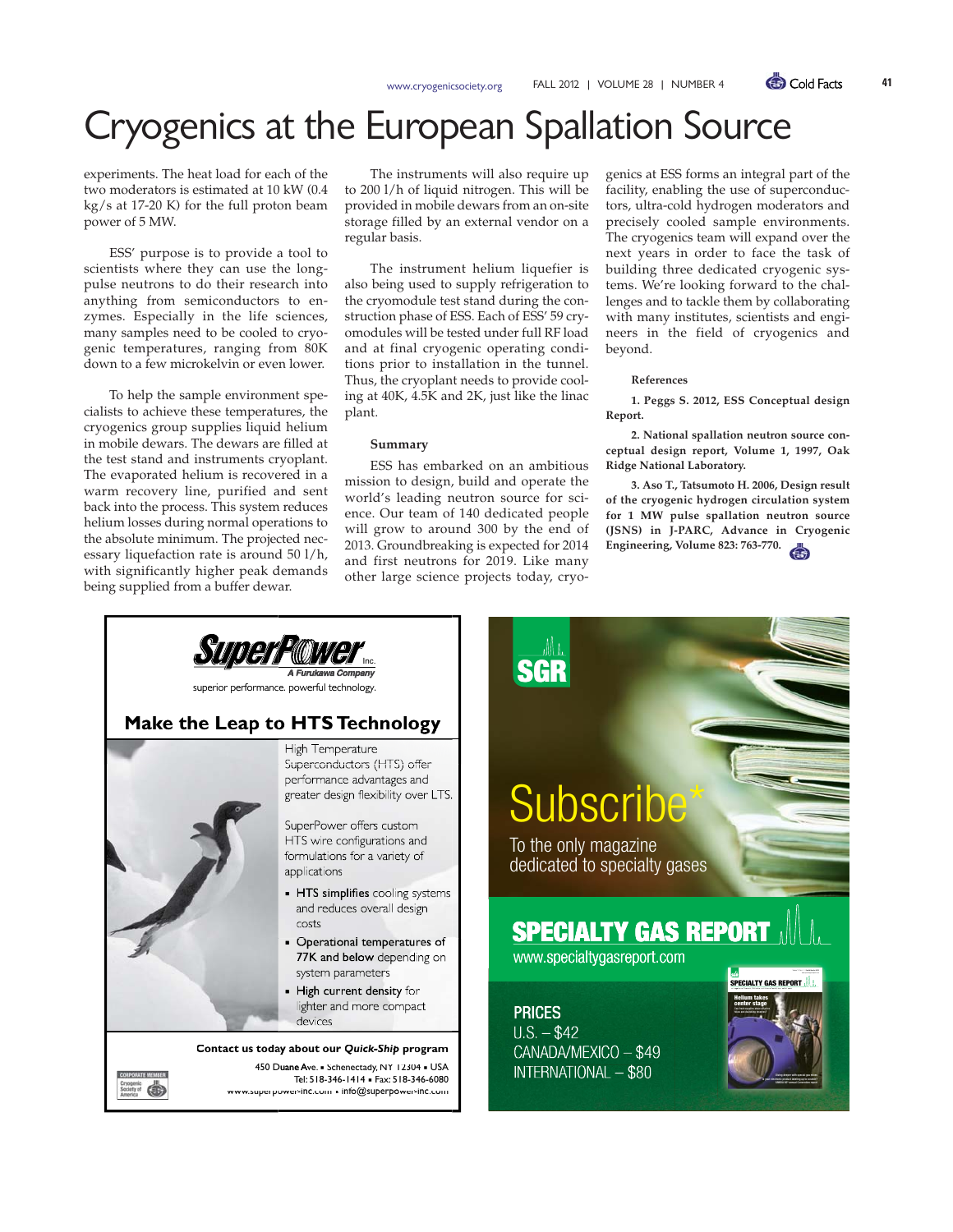# Cryogenics at the European Spallation Source

experiments. The heat load for each of the two moderators is estimated at 10 kW (0.4 kg/s at 17-20 K) for the full proton beam power of 5 MW.

ESS' purpose is to provide a tool to scientists where they can use the long-pulse neutrons to do their research into anything from semiconductors to enzymes. Especially in the life sciences, many samples need to be cooled to cryogenic temperatures, ranging from 80K down to a few microkelvin or even lower.

To help the sample environment specialists to achieve these temperatures, the cryogenics group supplies liquid helium in mobile dewars. The dewars are filled at the test stand and instruments cryoplant. The evaporated helium is recovered in a warm recovery line, purified and sent back into the process. This system reduces helium losses during normal operations to the absolute minimum. The projected necessary liquefaction rate is around 50 l/h, with significantly higher peak demands being supplied from a buffer dewar.

The instruments will also require up to 200 l/h of liquid nitrogen. This will be provided in mobile dewars from an on-site storage filled by an external vendor on a regular basis.

The instrument helium liquefier is also being used to supply refrigeration to the cryomodule test stand during the construction phase of ESS. Each of ESS' 59 cryomodules will be tested under full RF load and at final cryogenic operating conditions prior to installation in the tunnel. Thus, the cryoplant needs to provide cooling at 40K, 4.5K and 2K, just like the linac plant.

### Summary

ESS has embarked on an ambitious mission to design, build and operate the world's leading neutron source for science. Our team of 140 dedicated people will grow to around 300 by the end of 2013. Groundbreaking is expected for 2014 and first neutrons for 2019. Like many other large science projects today, cryogenics at ESS forms an integral part of the facility, enabling the use of superconductors, ultra-cold hydrogen moderators and precisely cooled sample environments. The cryogenics team will expand over the next years in order to face the task of building three dedicated cryogenic systems. We're looking forward to the challenges and to tackle them by collaborating with many institutes, scientists and engineers in the field of cryogenics and beyond.

### References

**1. Peggs S. 2012, ESS Conceptual design Report.**

**2. National spallation neutron source conceptual design report, Volume 1, 1997, Oak Ridge National Laboratory.**

**3. Aso T., Tatsumoto H. 2006, Design result of the cryogenic hydrogen circulation system for 1 MW pulse spallation neutron source (JSNS) in J-PARC, Advance in Cryogenic Engineering, Volume 823: 763-770.**

---

**SuperPower** Inc.
*A Furukawa Company*
superior performance. powerful technology.

## Make the Leap to HTS Technology

High Temperature Superconductors (HTS) offer performance advantages and greater design flexibility over LTS.

SuperPower offers custom HTS wire configurations and formulations for a variety of applications

- **HTS simplifies** cooling systems and reduces overall design costs
- **Operational temperatures of 77K and below** depending on system parameters
- **High current density** for lighter and more compact devices

**Contact us today about our *Quick-Ship* program**

450 Duane Ave. • Schenectady, NY 12304 • USA
Tel: 518-346-1414 • Fax: 518-346-6080
www.superpower-inc.com • info@superpower-inc.com

CORPORATE MEMBER Cryogenic Society of America

---

**SGR**

Subscribe*

To the only magazine dedicated to specialty gases

**SPECIALTY GAS REPORT**
www.specialtygasreport.com

**PRICES**
U.S. – $42
CANADA/MEXICO – $49
INTERNATIONAL – $80